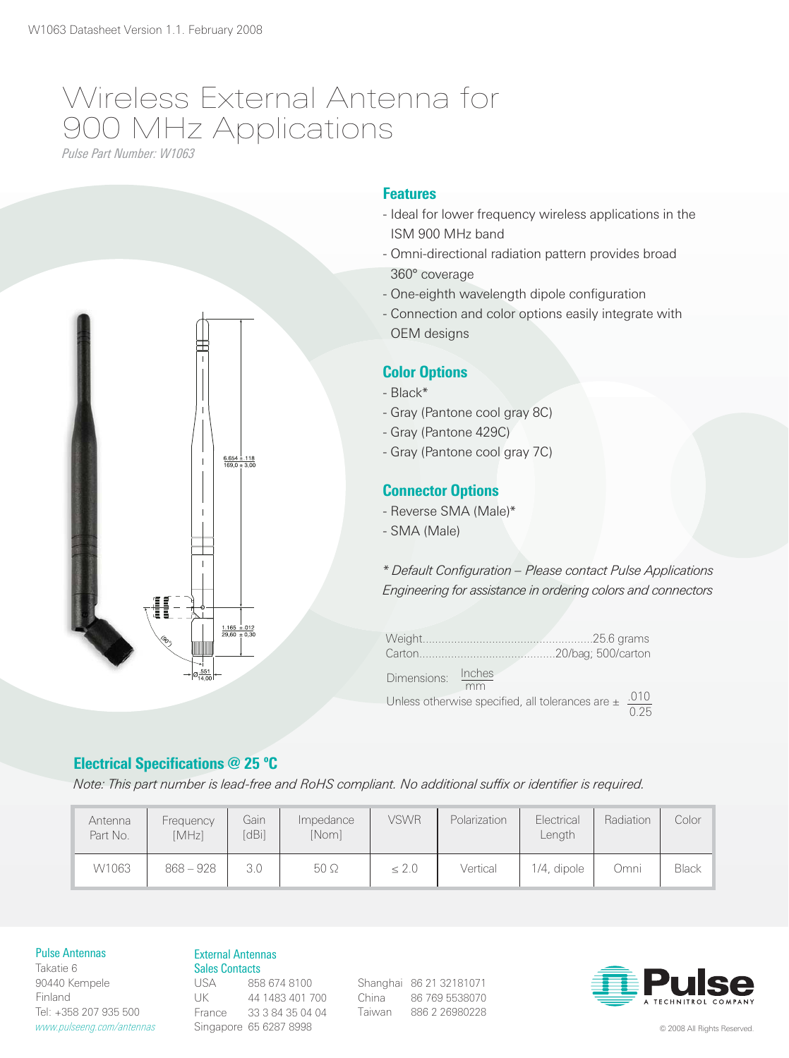W1063 Datasheet Version 1.1. February 2008

# Wireless External Antenna for 900 MHz Applications

*Pulse Part Number: W1063*

## Features

- Ideal for lower frequency wireless applications in the ISM 900 MHz band
- Omni-directional radiation pattern provides broad 360° coverage
- One-eighth wavelength dipole configuration
- Connection and color options easily integrate with OEM designs

## Color Options

- Black*
- Gray (Pantone cool gray 8C)
- Gray (Pantone 429C)
- Gray (Pantone cool gray 7C)

## Connector Options

- Reverse SMA (Male)*
- SMA (Male)

*\* Default Configuration – Please contact Pulse Applications Engineering for assistance in ordering colors and connectors*

Weight......................................................25.6 grams
Carton..........................................20/bag; 500/carton

Dimensions: Inches / mm

Unless otherwise specified, all tolerances are ± .010 / 0.25

6.654 ± .118 / 169,0 ± 3,00

1.165 ± .012 / 29,60 ± 0,30

Ø .551 / 14,00

(90°)

## Electrical Specifications @ 25 °C

*Note: This part number is lead-free and RoHS compliant. No additional suffix or identifier is required.*

| Antenna Part No. | Frequency [MHz] | Gain [dBi] | Impedance [Nom] | VSWR | Polarization | Electrical Length | Radiation | Color |
|---|---|---|---|---|---|---|---|---|
| W1063 | 868 – 928 | 3.0 | 50 Ω | ≤ 2.0 | Vertical | 1/4, dipole | Omni | Black |

**Pulse Antennas**
Takatie 6
90440 Kempele
Finland
Tel: +358 207 935 500
*www.pulseeng.com/antennas*

**External Antennas Sales Contacts**

| | |
|---|---|
| USA | 858 674 8100 |
| UK | 44 1483 401 700 |
| France | 33 3 84 35 04 04 |
| Singapore | 65 6287 8998 |
| Shanghai | 86 21 32181071 |
| China | 86 769 5538070 |
| Taiwan | 886 2 26980228 |

Pulse — A TECHNITROL COMPANY

© 2008 All Rights Reserved.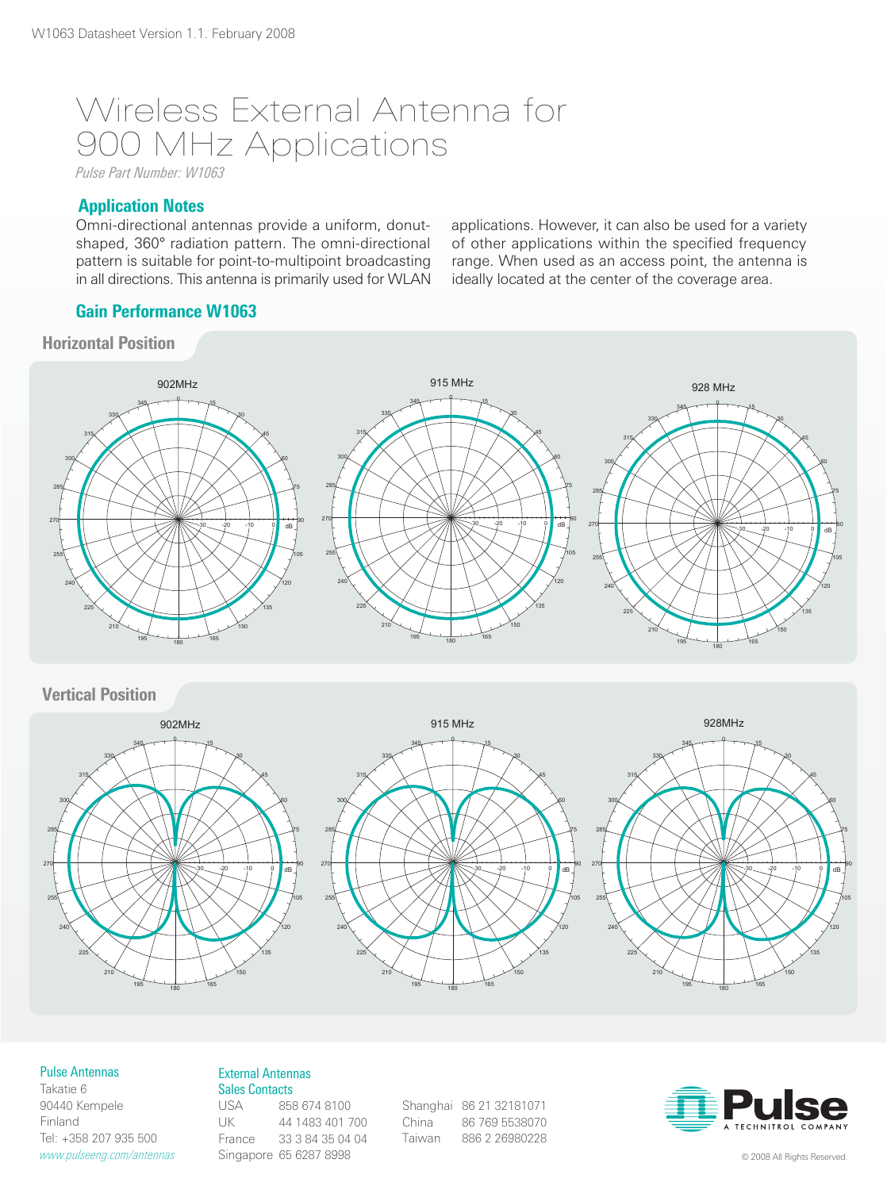# Wireless External Antenna for 900 MHz Applications

*Pulse Part Number: W1063*

## Application Notes

Omni-directional antennas provide a uniform, donut-shaped, 360° radiation pattern. The omni-directional pattern is suitable for point-to-multipoint broadcasting in all directions. This antenna is primarily used for WLAN applications. However, it can also be used for a variety of other applications within the specified frequency range. When used as an access point, the antenna is ideally located at the center of the coverage area.

## Gain Performance W1063

### Horizontal Position

902MHz

915 MHz

928 MHz

### Vertical Position

902MHz

915 MHz

928MHz

**Pulse Antennas**
Takatie 6
90440 Kempele
Finland
Tel: +358 207 935 500
*www.pulseeng.com/antennas*

**External Antennas Sales Contacts**

| | |
|---|---|
| USA | 858 674 8100 |
| UK | 44 1483 401 700 |
| France | 33 3 84 35 04 04 |
| Singapore | 65 6287 8998 |
| Shanghai | 86 21 32181071 |
| China | 86 769 5538070 |
| Taiwan | 886 2 26980228 |

Pulse
A TECHNITROL COMPANY

© 2008 All Rights Reserved.